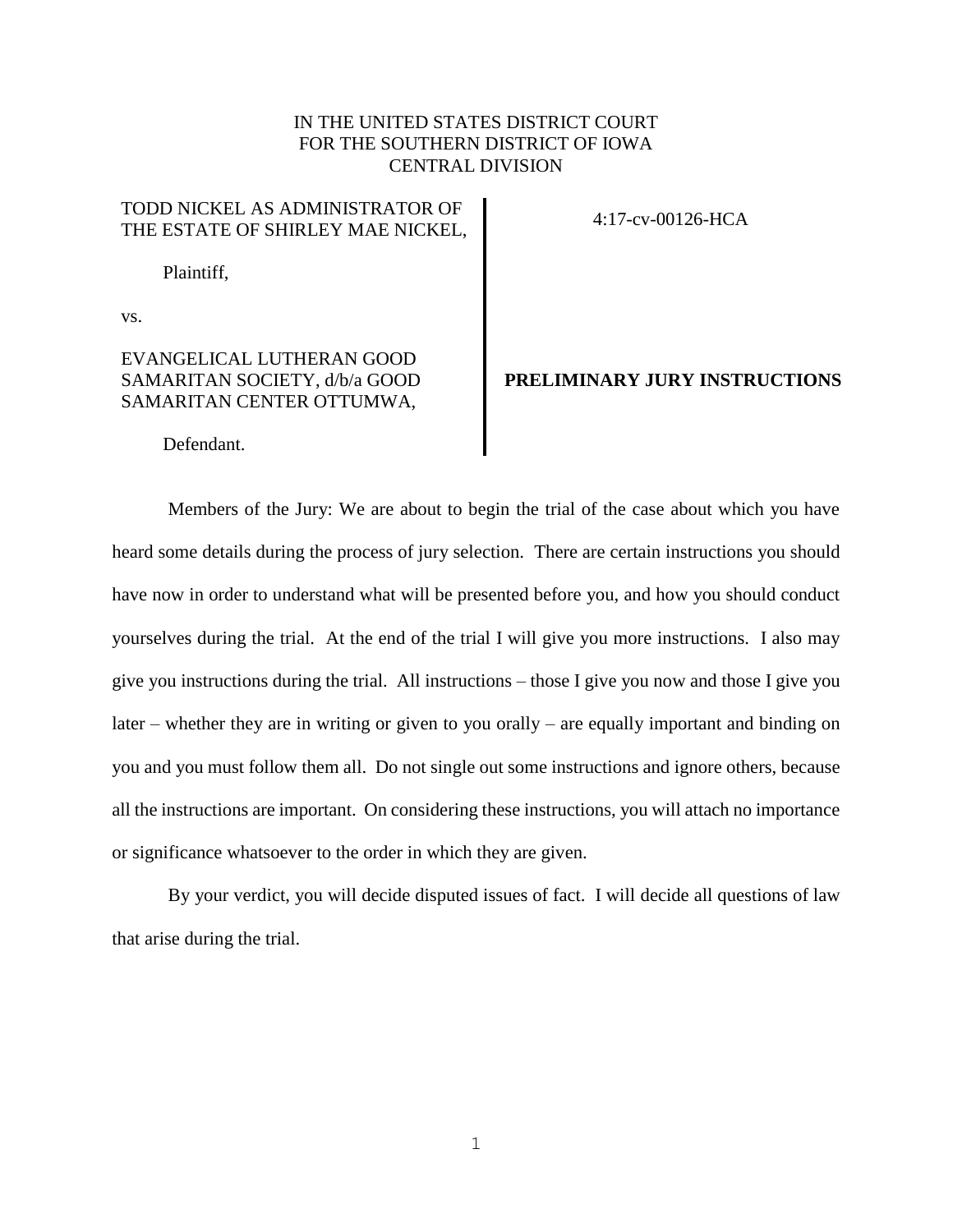IN THE UNITED STATES DISTRICT COURT
FOR THE SOUTHERN DISTRICT OF IOWA
CENTRAL DIVISION

TODD NICKEL AS ADMINISTRATOR OF THE ESTATE OF SHIRLEY MAE NICKEL,

Plaintiff,

vs.

EVANGELICAL LUTHERAN GOOD SAMARITAN SOCIETY, d/b/a GOOD SAMARITAN CENTER OTTUMWA,

Defendant.

4:17-cv-00126-HCA

**PRELIMINARY JURY INSTRUCTIONS**

Members of the Jury: We are about to begin the trial of the case about which you have heard some details during the process of jury selection. There are certain instructions you should have now in order to understand what will be presented before you, and how you should conduct yourselves during the trial. At the end of the trial I will give you more instructions. I also may give you instructions during the trial. All instructions – those I give you now and those I give you later – whether they are in writing or given to you orally – are equally important and binding on you and you must follow them all. Do not single out some instructions and ignore others, because all the instructions are important. On considering these instructions, you will attach no importance or significance whatsoever to the order in which they are given.

By your verdict, you will decide disputed issues of fact. I will decide all questions of law that arise during the trial.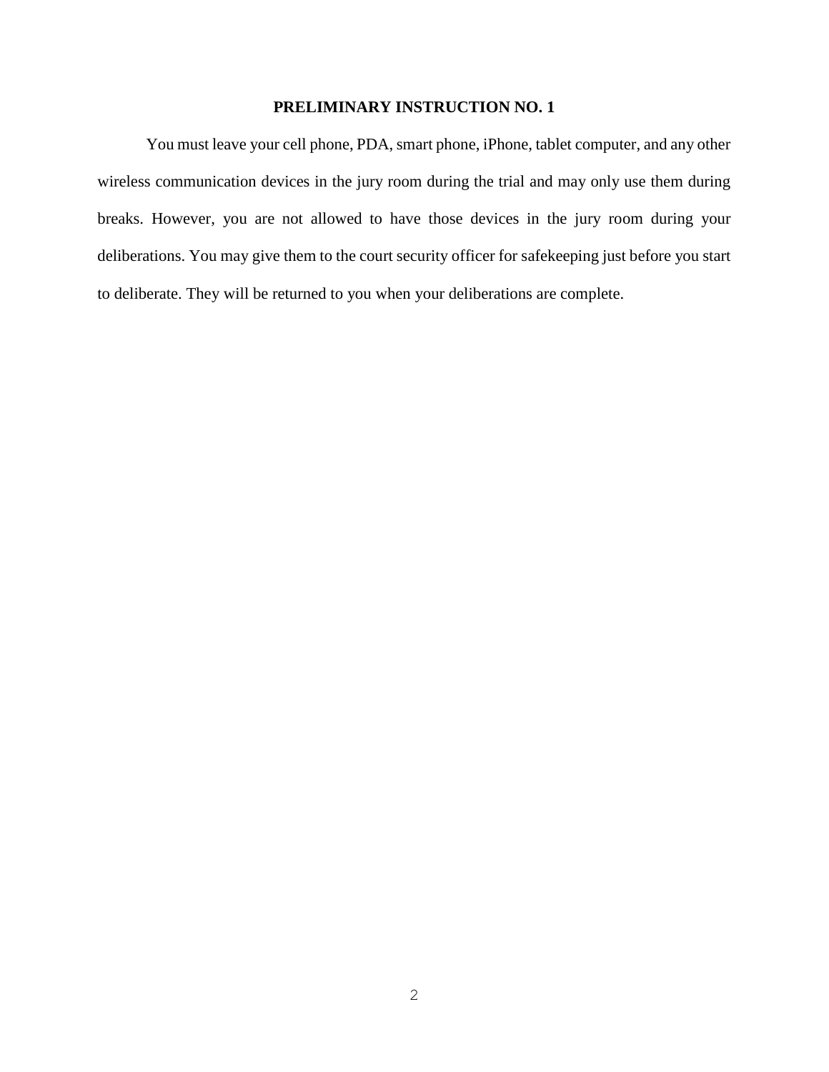**PRELIMINARY INSTRUCTION NO. 1**

You must leave your cell phone, PDA, smart phone, iPhone, tablet computer, and any other wireless communication devices in the jury room during the trial and may only use them during breaks. However, you are not allowed to have those devices in the jury room during your deliberations. You may give them to the court security officer for safekeeping just before you start to deliberate. They will be returned to you when your deliberations are complete.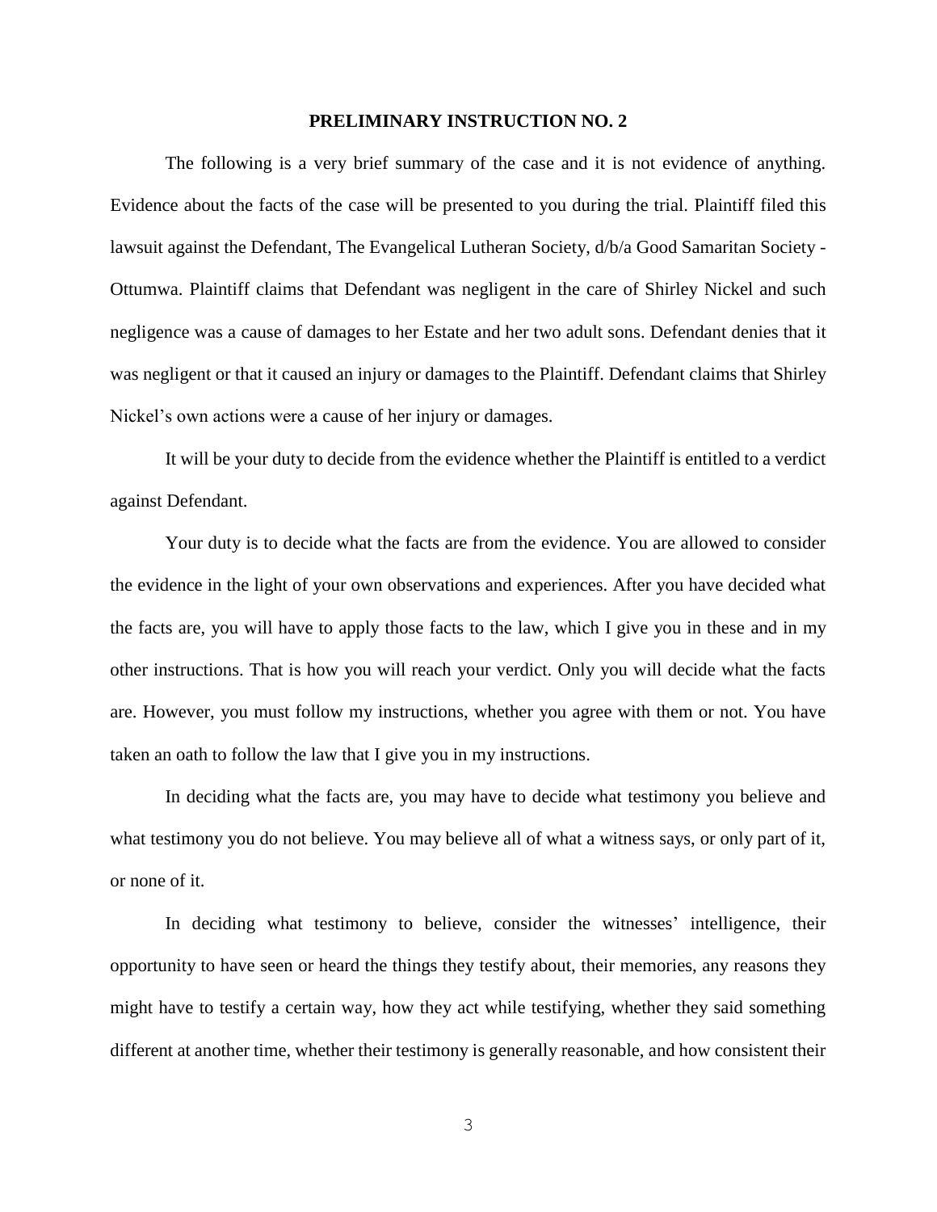**PRELIMINARY INSTRUCTION NO. 2**

The following is a very brief summary of the case and it is not evidence of anything. Evidence about the facts of the case will be presented to you during the trial. Plaintiff filed this lawsuit against the Defendant, The Evangelical Lutheran Society, d/b/a Good Samaritan Society - Ottumwa. Plaintiff claims that Defendant was negligent in the care of Shirley Nickel and such negligence was a cause of damages to her Estate and her two adult sons. Defendant denies that it was negligent or that it caused an injury or damages to the Plaintiff. Defendant claims that Shirley Nickel's own actions were a cause of her injury or damages.

It will be your duty to decide from the evidence whether the Plaintiff is entitled to a verdict against Defendant.

Your duty is to decide what the facts are from the evidence. You are allowed to consider the evidence in the light of your own observations and experiences. After you have decided what the facts are, you will have to apply those facts to the law, which I give you in these and in my other instructions. That is how you will reach your verdict. Only you will decide what the facts are. However, you must follow my instructions, whether you agree with them or not. You have taken an oath to follow the law that I give you in my instructions.

In deciding what the facts are, you may have to decide what testimony you believe and what testimony you do not believe. You may believe all of what a witness says, or only part of it, or none of it.

In deciding what testimony to believe, consider the witnesses' intelligence, their opportunity to have seen or heard the things they testify about, their memories, any reasons they might have to testify a certain way, how they act while testifying, whether they said something different at another time, whether their testimony is generally reasonable, and how consistent their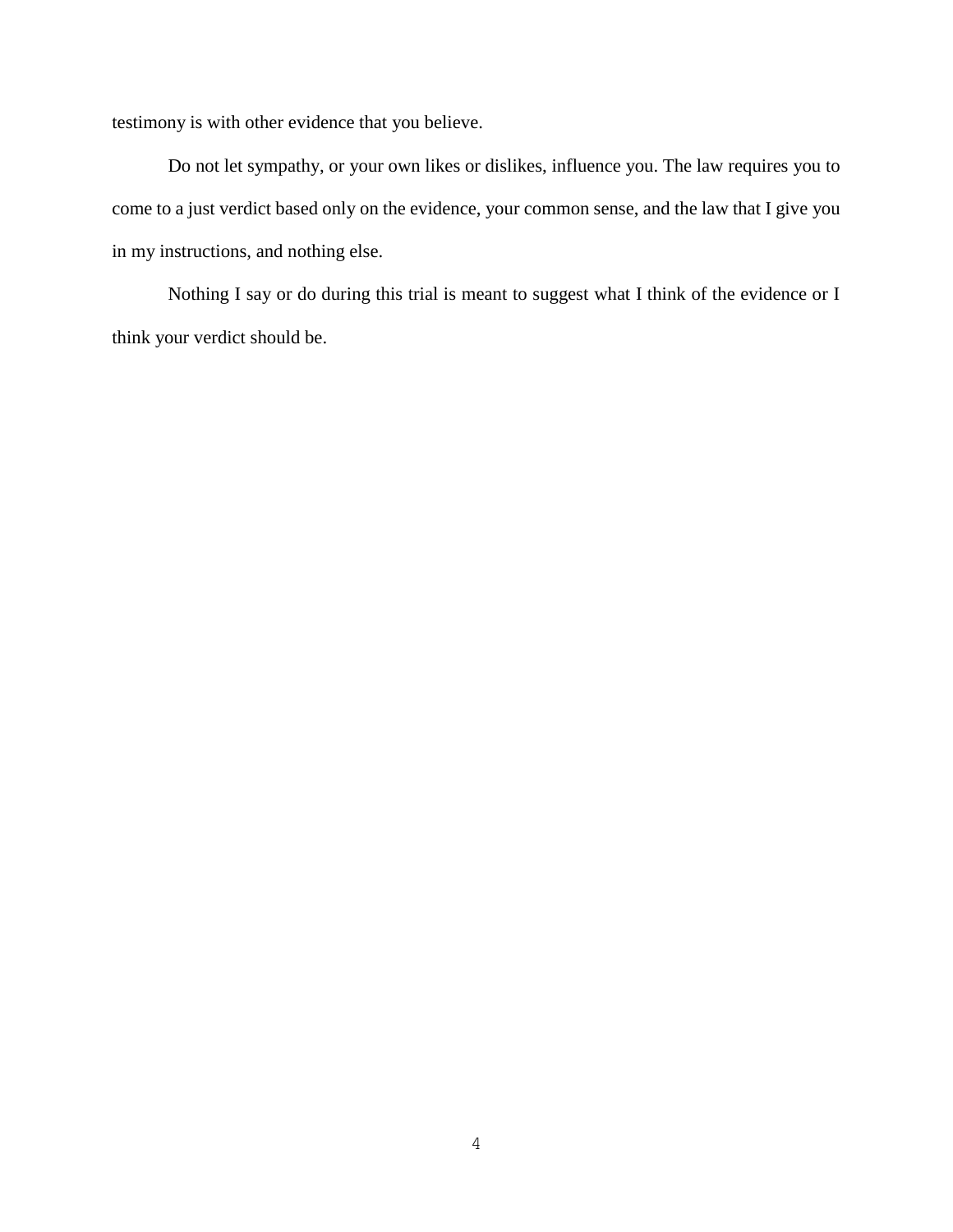testimony is with other evidence that you believe.

Do not let sympathy, or your own likes or dislikes, influence you. The law requires you to come to a just verdict based only on the evidence, your common sense, and the law that I give you in my instructions, and nothing else.

Nothing I say or do during this trial is meant to suggest what I think of the evidence or I think your verdict should be.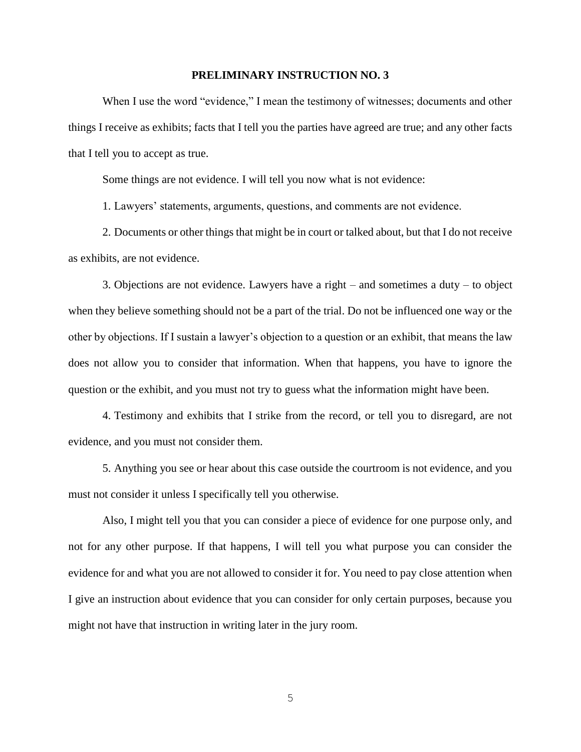**PRELIMINARY INSTRUCTION NO. 3**

When I use the word "evidence," I mean the testimony of witnesses; documents and other things I receive as exhibits; facts that I tell you the parties have agreed are true; and any other facts that I tell you to accept as true.

Some things are not evidence. I will tell you now what is not evidence:

1. Lawyers' statements, arguments, questions, and comments are not evidence.

2. Documents or other things that might be in court or talked about, but that I do not receive as exhibits, are not evidence.

3. Objections are not evidence. Lawyers have a right – and sometimes a duty – to object when they believe something should not be a part of the trial. Do not be influenced one way or the other by objections. If I sustain a lawyer's objection to a question or an exhibit, that means the law does not allow you to consider that information. When that happens, you have to ignore the question or the exhibit, and you must not try to guess what the information might have been.

4. Testimony and exhibits that I strike from the record, or tell you to disregard, are not evidence, and you must not consider them.

5. Anything you see or hear about this case outside the courtroom is not evidence, and you must not consider it unless I specifically tell you otherwise.

Also, I might tell you that you can consider a piece of evidence for one purpose only, and not for any other purpose. If that happens, I will tell you what purpose you can consider the evidence for and what you are not allowed to consider it for. You need to pay close attention when I give an instruction about evidence that you can consider for only certain purposes, because you might not have that instruction in writing later in the jury room.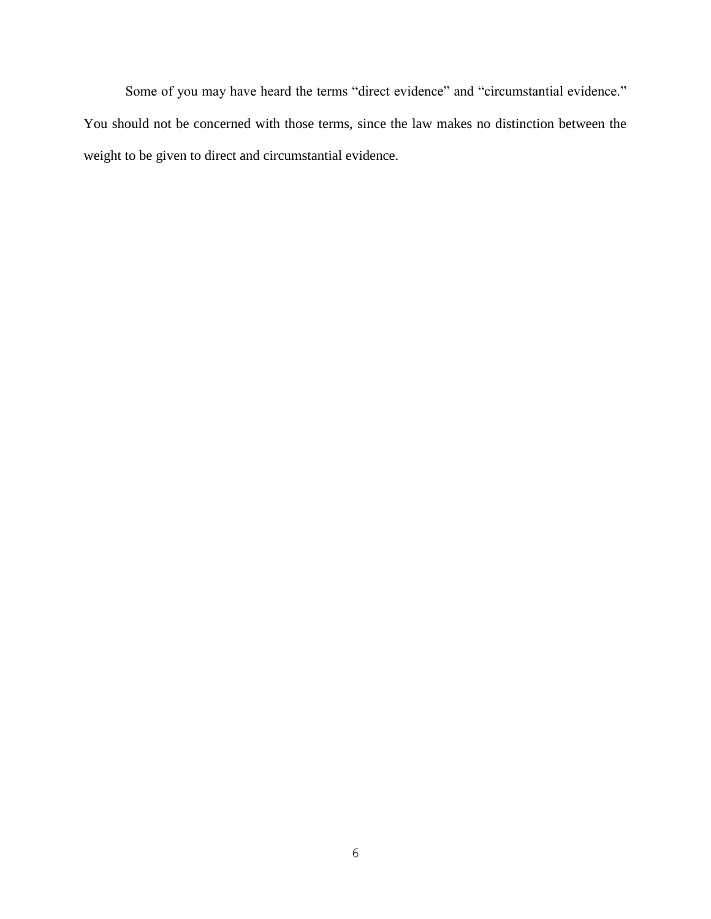Some of you may have heard the terms "direct evidence" and "circumstantial evidence." You should not be concerned with those terms, since the law makes no distinction between the weight to be given to direct and circumstantial evidence.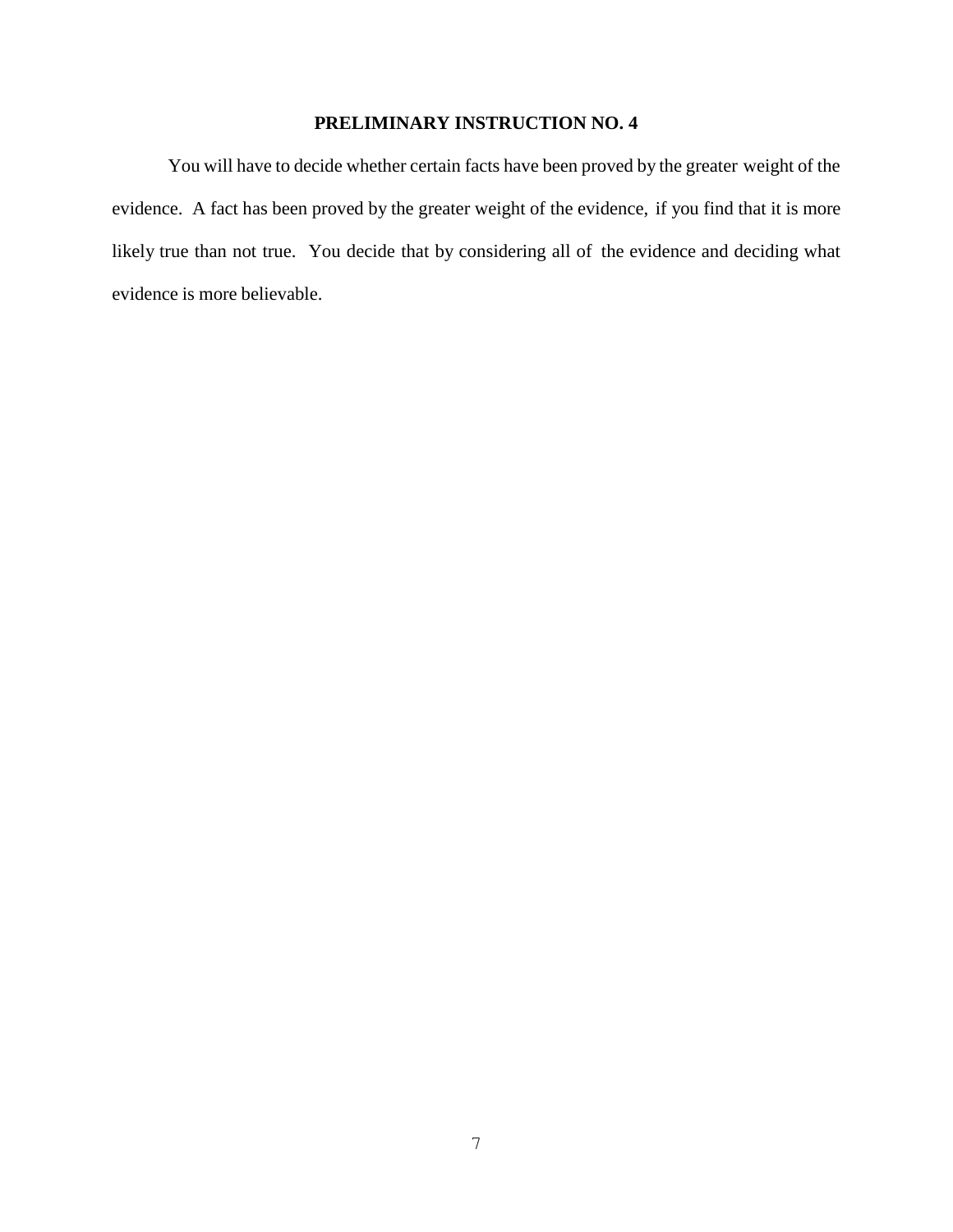**PRELIMINARY INSTRUCTION NO. 4**

You will have to decide whether certain facts have been proved by the greater weight of the evidence. A fact has been proved by the greater weight of the evidence, if you find that it is more likely true than not true. You decide that by considering all of the evidence and deciding what evidence is more believable.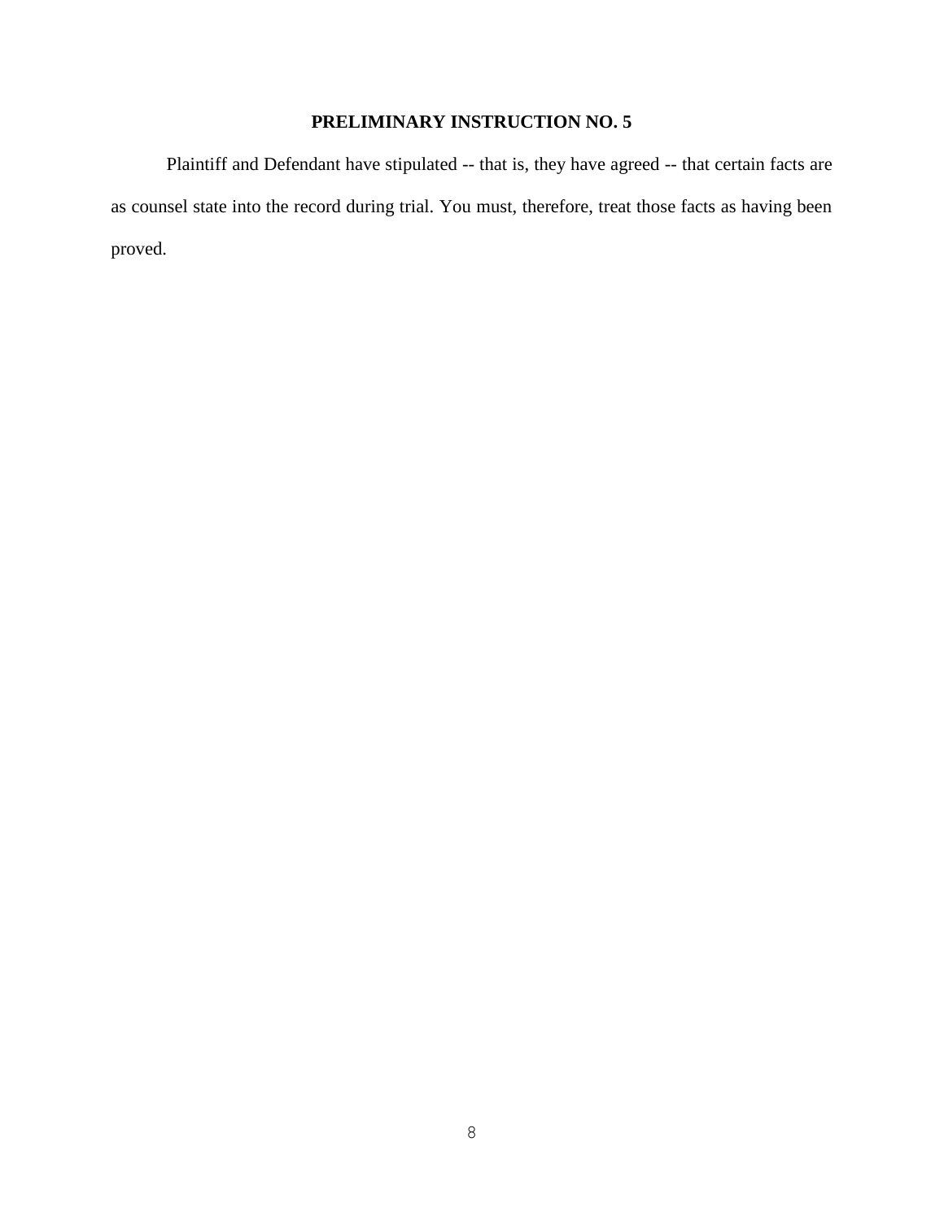# PRELIMINARY INSTRUCTION NO. 5

Plaintiff and Defendant have stipulated -- that is, they have agreed -- that certain facts are as counsel state into the record during trial. You must, therefore, treat those facts as having been proved.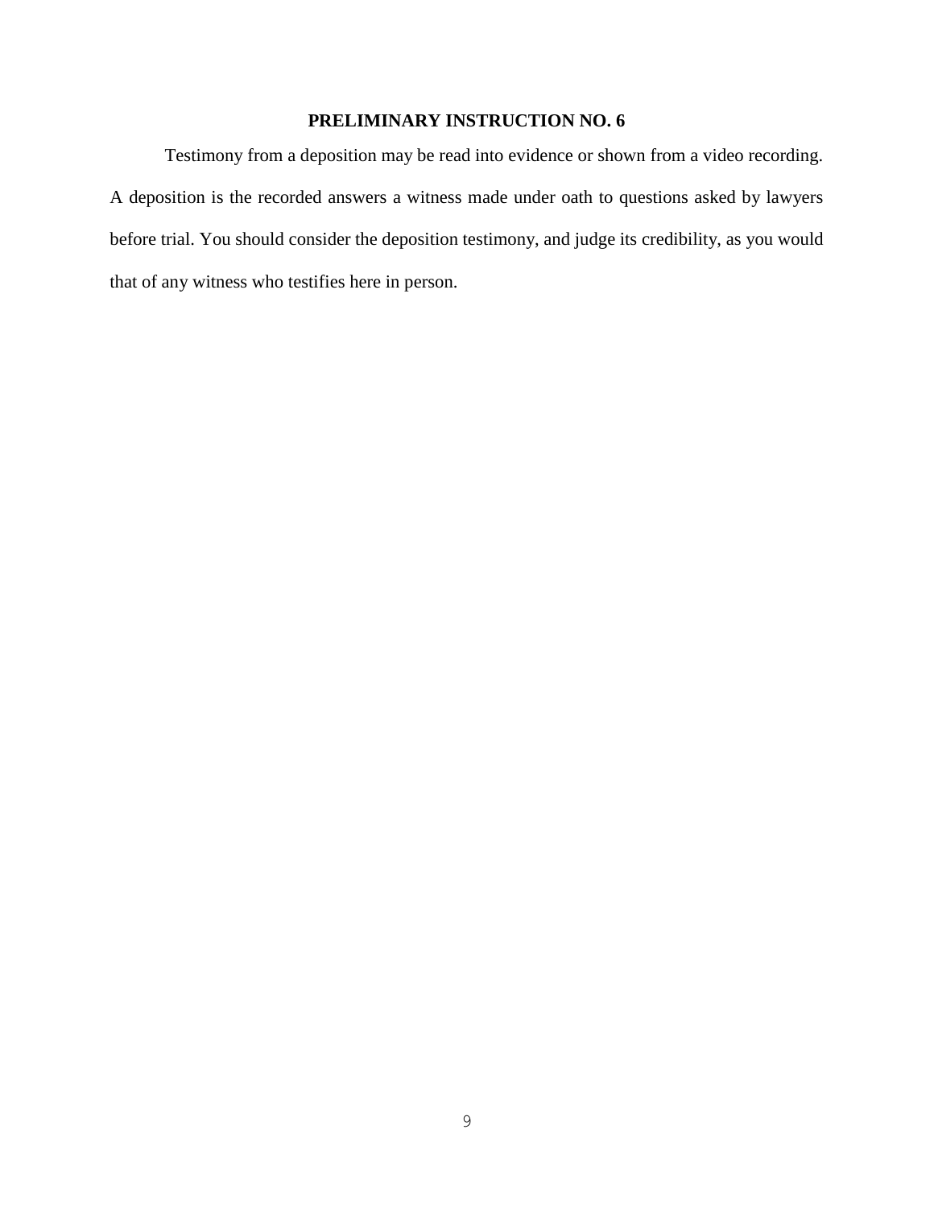## PRELIMINARY INSTRUCTION NO. 6

Testimony from a deposition may be read into evidence or shown from a video recording. A deposition is the recorded answers a witness made under oath to questions asked by lawyers before trial. You should consider the deposition testimony, and judge its credibility, as you would that of any witness who testifies here in person.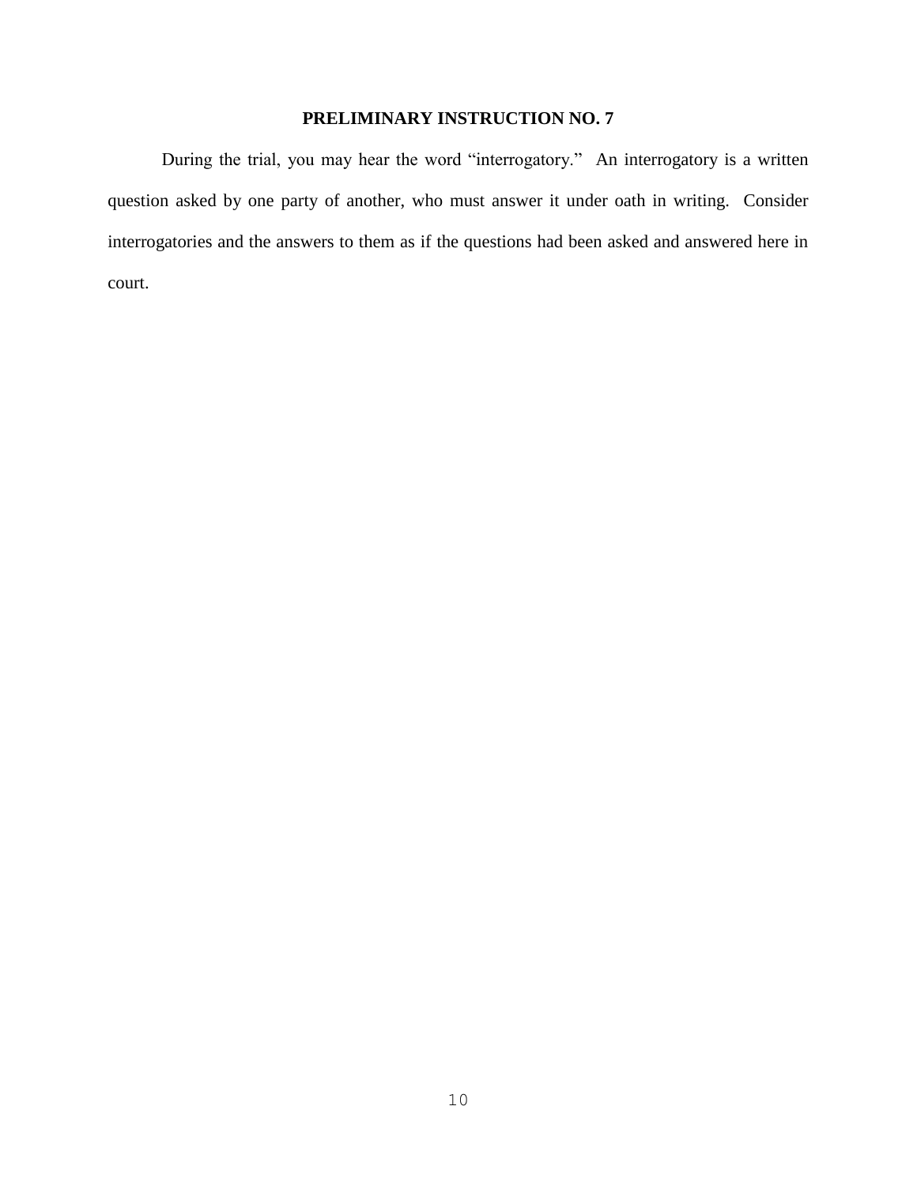**PRELIMINARY INSTRUCTION NO. 7**

During the trial, you may hear the word "interrogatory." An interrogatory is a written question asked by one party of another, who must answer it under oath in writing. Consider interrogatories and the answers to them as if the questions had been asked and answered here in court.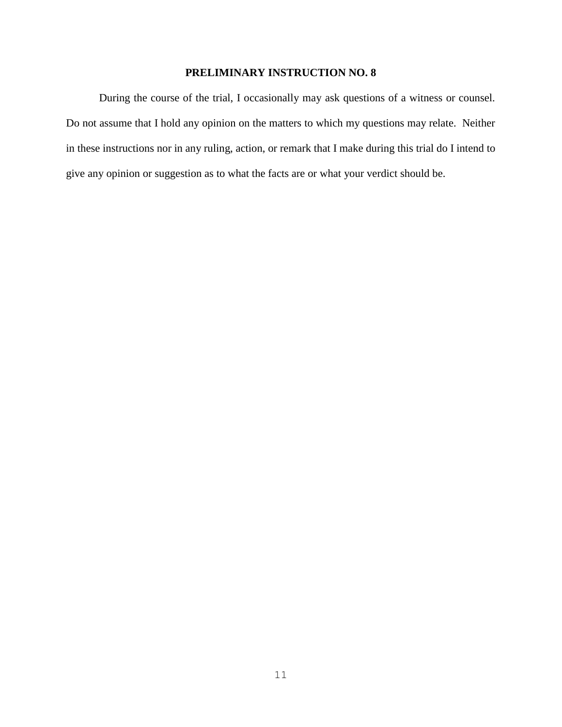**PRELIMINARY INSTRUCTION NO. 8**

During the course of the trial, I occasionally may ask questions of a witness or counsel. Do not assume that I hold any opinion on the matters to which my questions may relate. Neither in these instructions nor in any ruling, action, or remark that I make during this trial do I intend to give any opinion or suggestion as to what the facts are or what your verdict should be.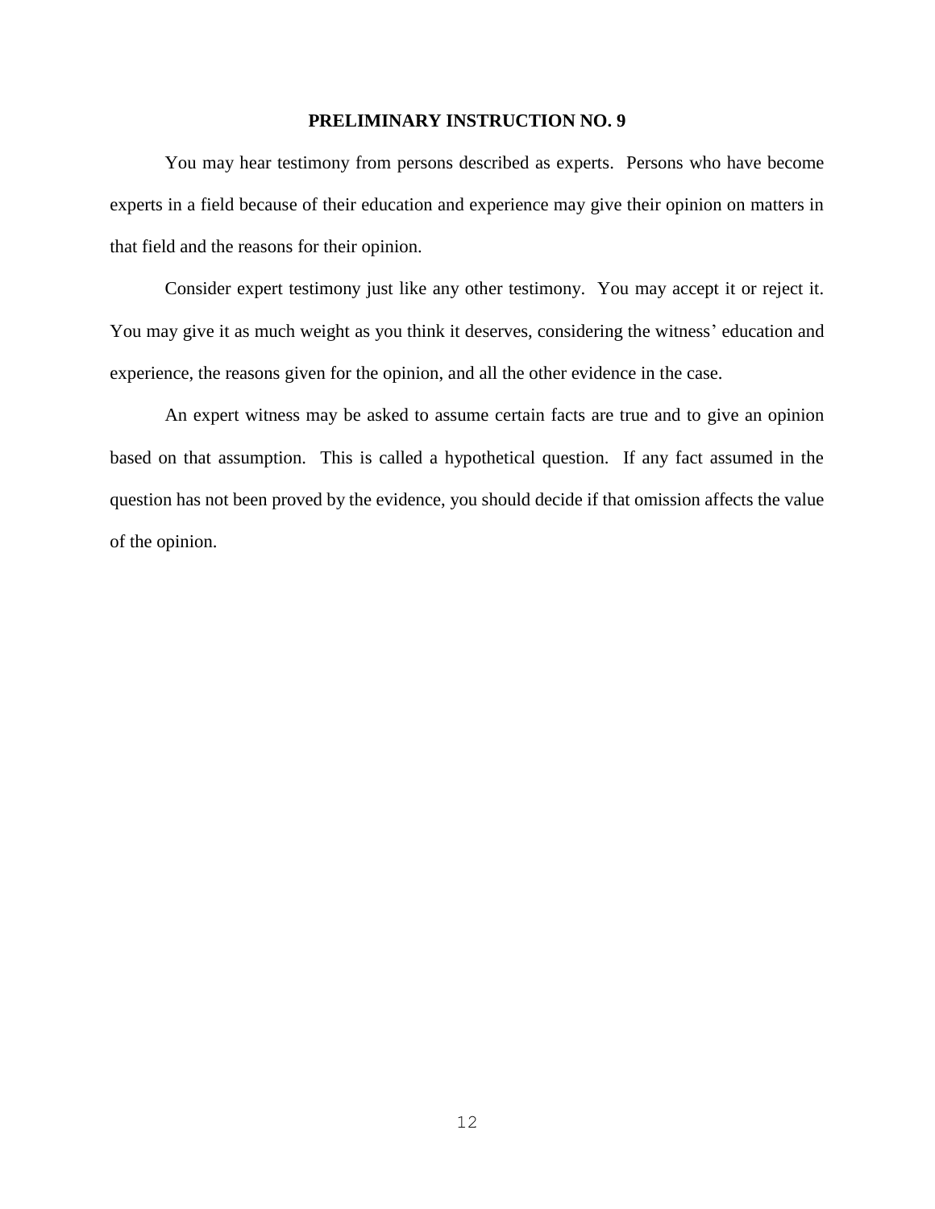**PRELIMINARY INSTRUCTION NO. 9**

You may hear testimony from persons described as experts. Persons who have become experts in a field because of their education and experience may give their opinion on matters in that field and the reasons for their opinion.

Consider expert testimony just like any other testimony. You may accept it or reject it. You may give it as much weight as you think it deserves, considering the witness' education and experience, the reasons given for the opinion, and all the other evidence in the case.

An expert witness may be asked to assume certain facts are true and to give an opinion based on that assumption. This is called a hypothetical question. If any fact assumed in the question has not been proved by the evidence, you should decide if that omission affects the value of the opinion.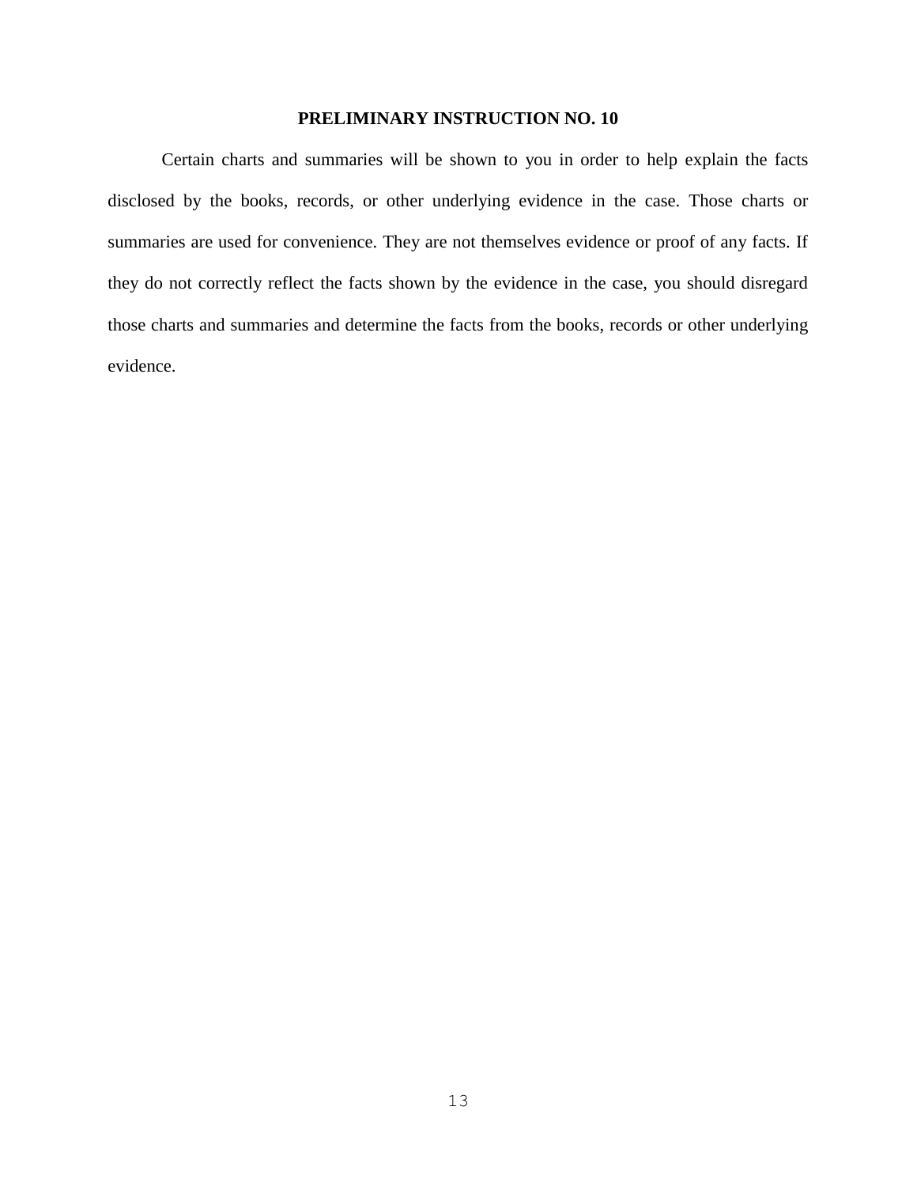**PRELIMINARY INSTRUCTION NO. 10**

Certain charts and summaries will be shown to you in order to help explain the facts disclosed by the books, records, or other underlying evidence in the case. Those charts or summaries are used for convenience. They are not themselves evidence or proof of any facts. If they do not correctly reflect the facts shown by the evidence in the case, you should disregard those charts and summaries and determine the facts from the books, records or other underlying evidence.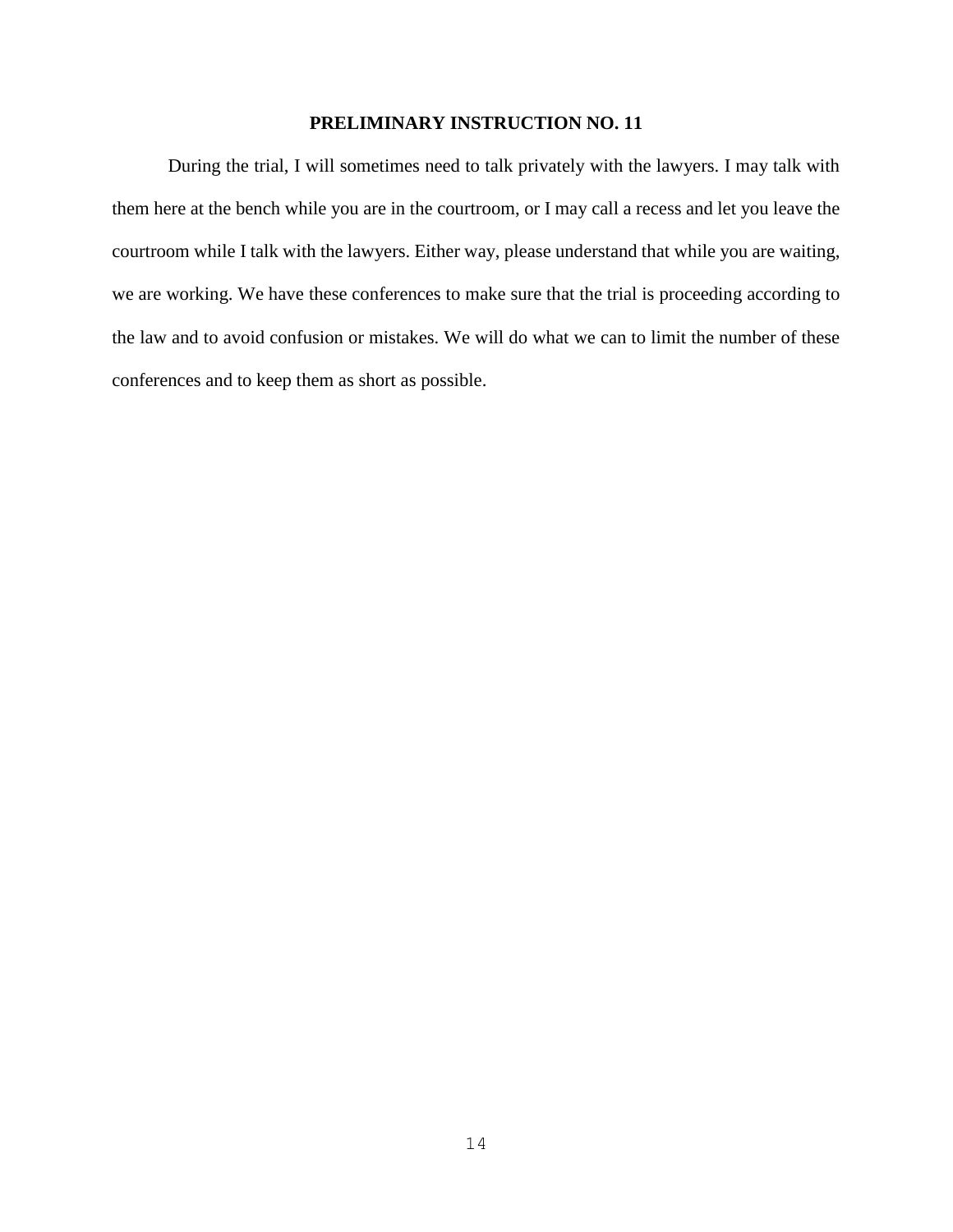## PRELIMINARY INSTRUCTION NO. 11

During the trial, I will sometimes need to talk privately with the lawyers. I may talk with them here at the bench while you are in the courtroom, or I may call a recess and let you leave the courtroom while I talk with the lawyers. Either way, please understand that while you are waiting, we are working. We have these conferences to make sure that the trial is proceeding according to the law and to avoid confusion or mistakes. We will do what we can to limit the number of these conferences and to keep them as short as possible.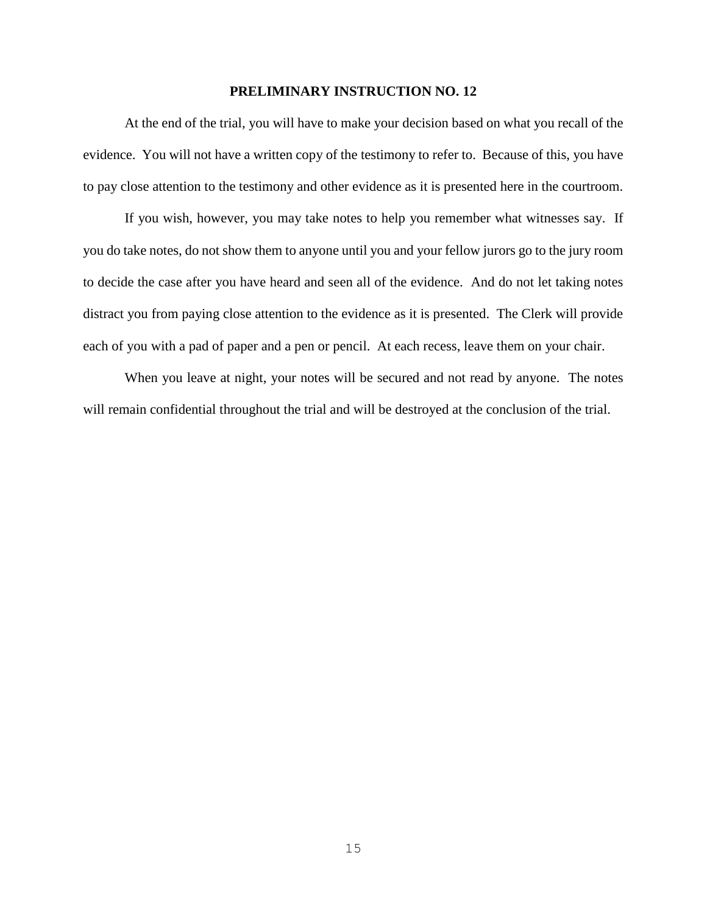**PRELIMINARY INSTRUCTION NO. 12**

At the end of the trial, you will have to make your decision based on what you recall of the evidence. You will not have a written copy of the testimony to refer to. Because of this, you have to pay close attention to the testimony and other evidence as it is presented here in the courtroom.

If you wish, however, you may take notes to help you remember what witnesses say. If you do take notes, do not show them to anyone until you and your fellow jurors go to the jury room to decide the case after you have heard and seen all of the evidence. And do not let taking notes distract you from paying close attention to the evidence as it is presented. The Clerk will provide each of you with a pad of paper and a pen or pencil. At each recess, leave them on your chair.

When you leave at night, your notes will be secured and not read by anyone. The notes will remain confidential throughout the trial and will be destroyed at the conclusion of the trial.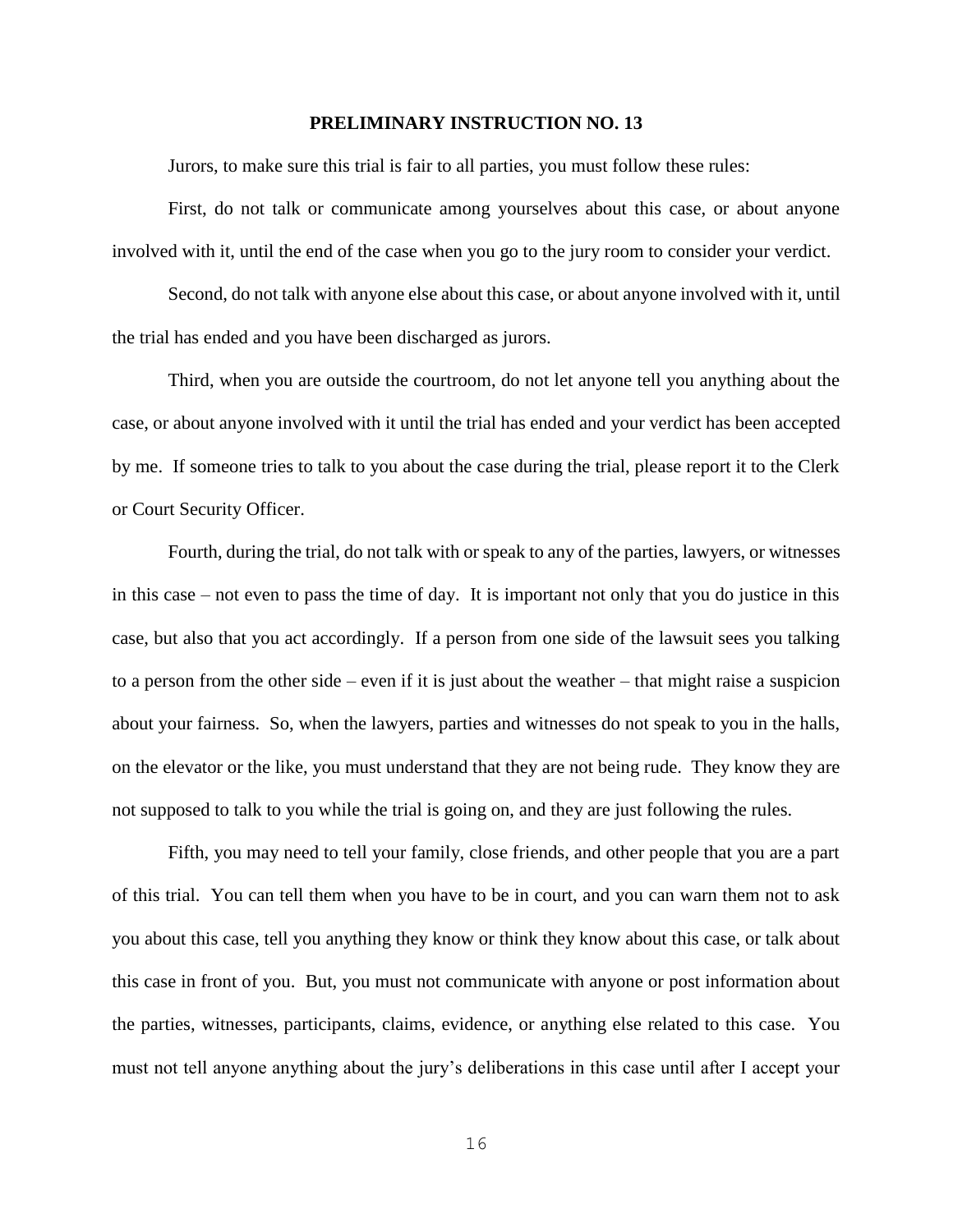## PRELIMINARY INSTRUCTION NO. 13

Jurors, to make sure this trial is fair to all parties, you must follow these rules:

First, do not talk or communicate among yourselves about this case, or about anyone involved with it, until the end of the case when you go to the jury room to consider your verdict.

Second, do not talk with anyone else about this case, or about anyone involved with it, until the trial has ended and you have been discharged as jurors.

Third, when you are outside the courtroom, do not let anyone tell you anything about the case, or about anyone involved with it until the trial has ended and your verdict has been accepted by me. If someone tries to talk to you about the case during the trial, please report it to the Clerk or Court Security Officer.

Fourth, during the trial, do not talk with or speak to any of the parties, lawyers, or witnesses in this case – not even to pass the time of day. It is important not only that you do justice in this case, but also that you act accordingly. If a person from one side of the lawsuit sees you talking to a person from the other side – even if it is just about the weather – that might raise a suspicion about your fairness. So, when the lawyers, parties and witnesses do not speak to you in the halls, on the elevator or the like, you must understand that they are not being rude. They know they are not supposed to talk to you while the trial is going on, and they are just following the rules.

Fifth, you may need to tell your family, close friends, and other people that you are a part of this trial. You can tell them when you have to be in court, and you can warn them not to ask you about this case, tell you anything they know or think they know about this case, or talk about this case in front of you. But, you must not communicate with anyone or post information about the parties, witnesses, participants, claims, evidence, or anything else related to this case. You must not tell anyone anything about the jury's deliberations in this case until after I accept your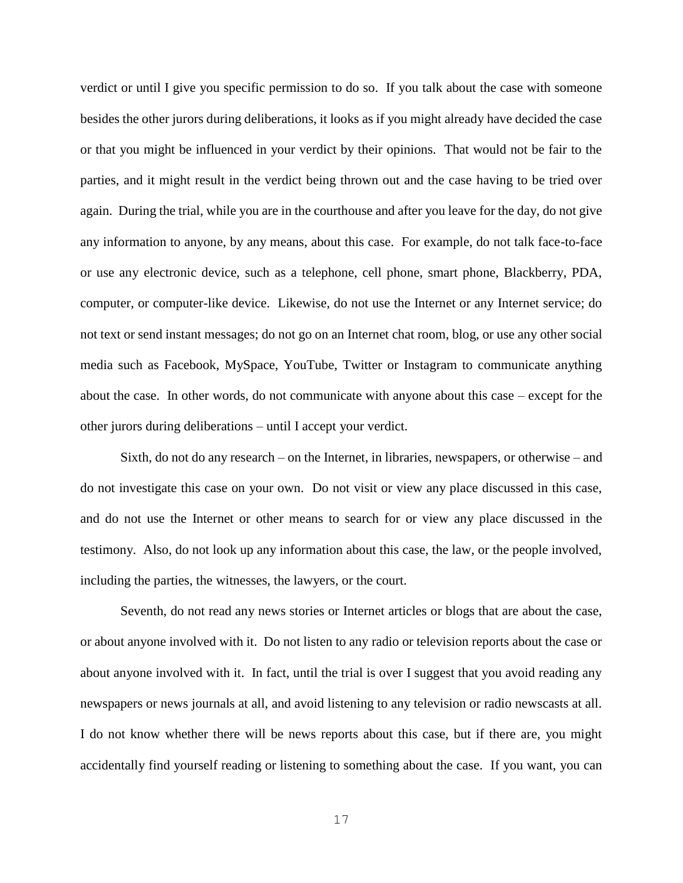verdict or until I give you specific permission to do so. If you talk about the case with someone besides the other jurors during deliberations, it looks as if you might already have decided the case or that you might be influenced in your verdict by their opinions. That would not be fair to the parties, and it might result in the verdict being thrown out and the case having to be tried over again. During the trial, while you are in the courthouse and after you leave for the day, do not give any information to anyone, by any means, about this case. For example, do not talk face-to-face or use any electronic device, such as a telephone, cell phone, smart phone, Blackberry, PDA, computer, or computer-like device. Likewise, do not use the Internet or any Internet service; do not text or send instant messages; do not go on an Internet chat room, blog, or use any other social media such as Facebook, MySpace, YouTube, Twitter or Instagram to communicate anything about the case. In other words, do not communicate with anyone about this case – except for the other jurors during deliberations – until I accept your verdict.

Sixth, do not do any research – on the Internet, in libraries, newspapers, or otherwise – and do not investigate this case on your own. Do not visit or view any place discussed in this case, and do not use the Internet or other means to search for or view any place discussed in the testimony. Also, do not look up any information about this case, the law, or the people involved, including the parties, the witnesses, the lawyers, or the court.

Seventh, do not read any news stories or Internet articles or blogs that are about the case, or about anyone involved with it. Do not listen to any radio or television reports about the case or about anyone involved with it. In fact, until the trial is over I suggest that you avoid reading any newspapers or news journals at all, and avoid listening to any television or radio newscasts at all. I do not know whether there will be news reports about this case, but if there are, you might accidentally find yourself reading or listening to something about the case. If you want, you can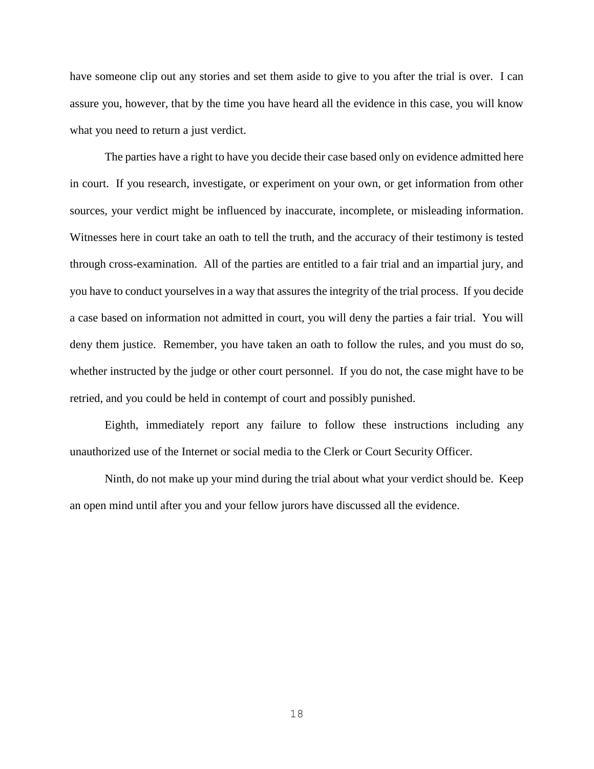have someone clip out any stories and set them aside to give to you after the trial is over. I can assure you, however, that by the time you have heard all the evidence in this case, you will know what you need to return a just verdict.

The parties have a right to have you decide their case based only on evidence admitted here in court. If you research, investigate, or experiment on your own, or get information from other sources, your verdict might be influenced by inaccurate, incomplete, or misleading information. Witnesses here in court take an oath to tell the truth, and the accuracy of their testimony is tested through cross-examination. All of the parties are entitled to a fair trial and an impartial jury, and you have to conduct yourselves in a way that assures the integrity of the trial process. If you decide a case based on information not admitted in court, you will deny the parties a fair trial. You will deny them justice. Remember, you have taken an oath to follow the rules, and you must do so, whether instructed by the judge or other court personnel. If you do not, the case might have to be retried, and you could be held in contempt of court and possibly punished.

Eighth, immediately report any failure to follow these instructions including any unauthorized use of the Internet or social media to the Clerk or Court Security Officer.

Ninth, do not make up your mind during the trial about what your verdict should be. Keep an open mind until after you and your fellow jurors have discussed all the evidence.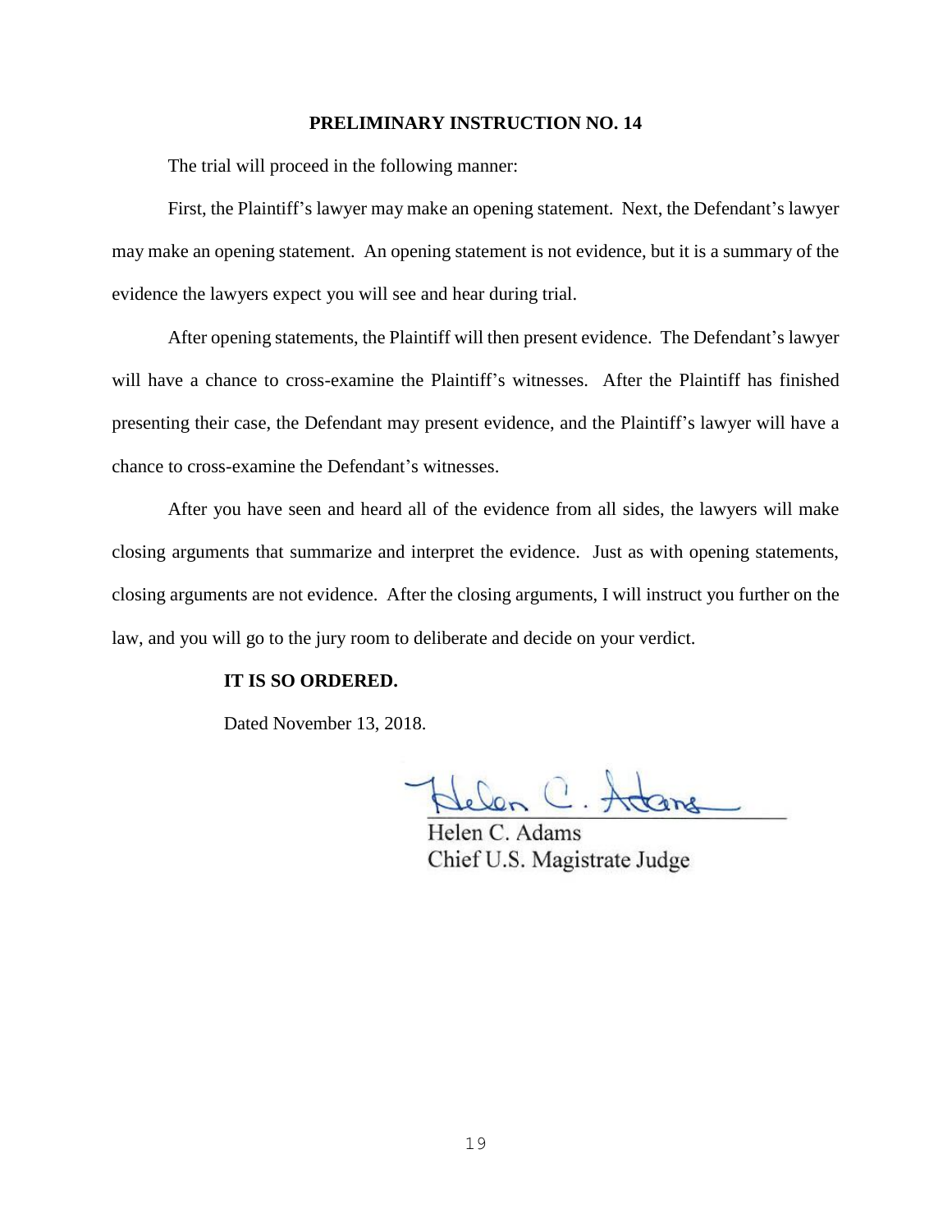**PRELIMINARY INSTRUCTION NO. 14**

The trial will proceed in the following manner:

First, the Plaintiff's lawyer may make an opening statement. Next, the Defendant's lawyer may make an opening statement. An opening statement is not evidence, but it is a summary of the evidence the lawyers expect you will see and hear during trial.

After opening statements, the Plaintiff will then present evidence. The Defendant's lawyer will have a chance to cross-examine the Plaintiff's witnesses. After the Plaintiff has finished presenting their case, the Defendant may present evidence, and the Plaintiff's lawyer will have a chance to cross-examine the Defendant's witnesses.

After you have seen and heard all of the evidence from all sides, the lawyers will make closing arguments that summarize and interpret the evidence. Just as with opening statements, closing arguments are not evidence. After the closing arguments, I will instruct you further on the law, and you will go to the jury room to deliberate and decide on your verdict.

**IT IS SO ORDERED.**

Dated November 13, 2018.

Helen C. Adams
Chief U.S. Magistrate Judge